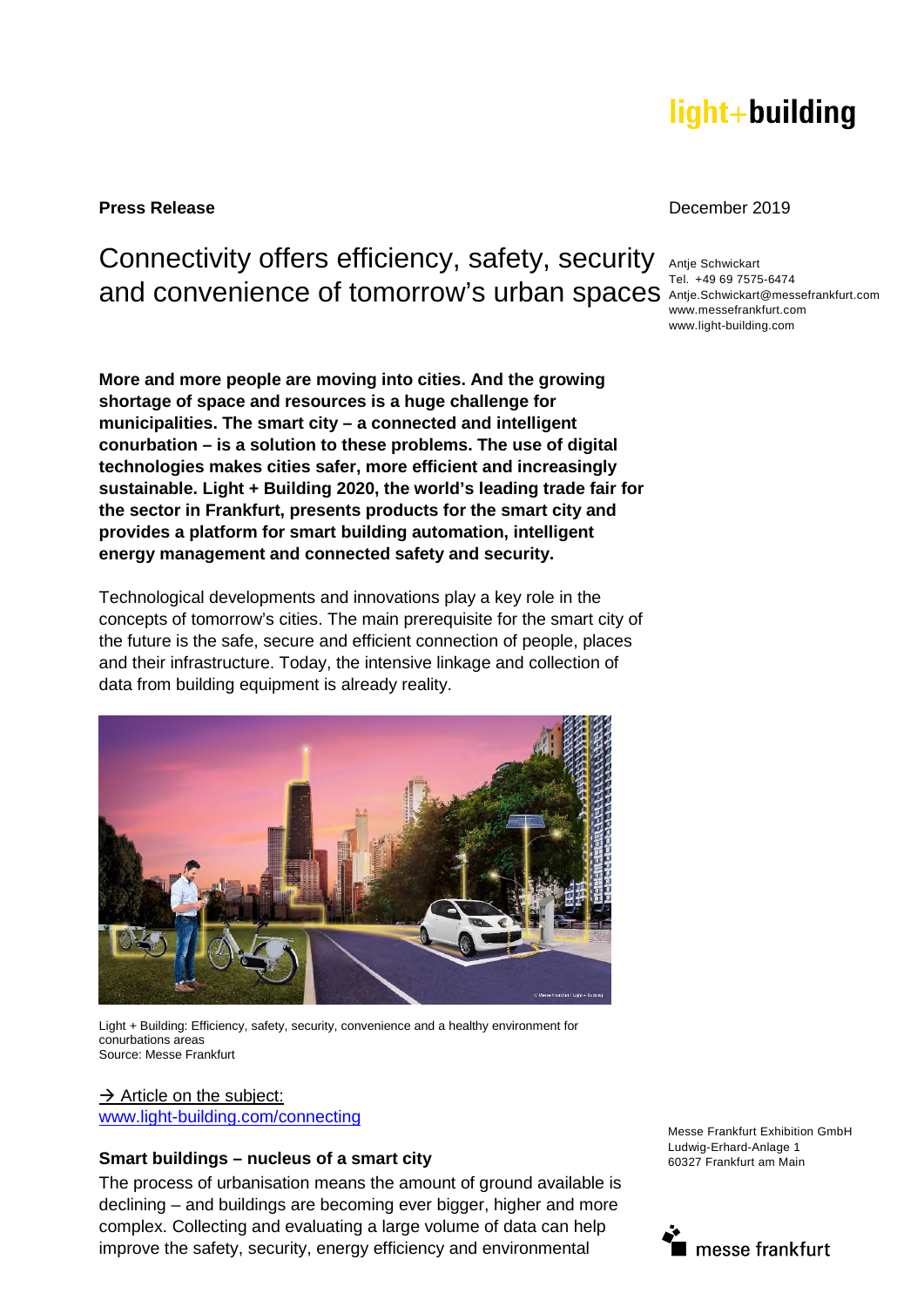**Press Release**

December 2019

# Connectivity offers efficiency, safety, security and convenience of tomorrow's urban spaces

Antje Schwickart
Tel. +49 69 7575-6474
Antje.Schwickart@messefrankfurt.com
www.messefrankfurt.com
www.light-building.com

**More and more people are moving into cities. And the growing shortage of space and resources is a huge challenge for municipalities. The smart city – a connected and intelligent conurbation – is a solution to these problems. The use of digital technologies makes cities safer, more efficient and increasingly sustainable. Light + Building 2020, the world's leading trade fair for the sector in Frankfurt, presents products for the smart city and provides a platform for smart building automation, intelligent energy management and connected safety and security.**

Technological developments and innovations play a key role in the concepts of tomorrow's cities. The main prerequisite for the smart city of the future is the safe, secure and efficient connection of people, places and their infrastructure. Today, the intensive linkage and collection of data from building equipment is already reality.

Light + Building: Efficiency, safety, security, convenience and a healthy environment for conurbations areas
Source: Messe Frankfurt

→ Article on the subject:
www.light-building.com/connecting

## Smart buildings – nucleus of a smart city

The process of urbanisation means the amount of ground available is declining – and buildings are becoming ever bigger, higher and more complex. Collecting and evaluating a large volume of data can help improve the safety, security, energy efficiency and environmental

Messe Frankfurt Exhibition GmbH
Ludwig-Erhard-Anlage 1
60327 Frankfurt am Main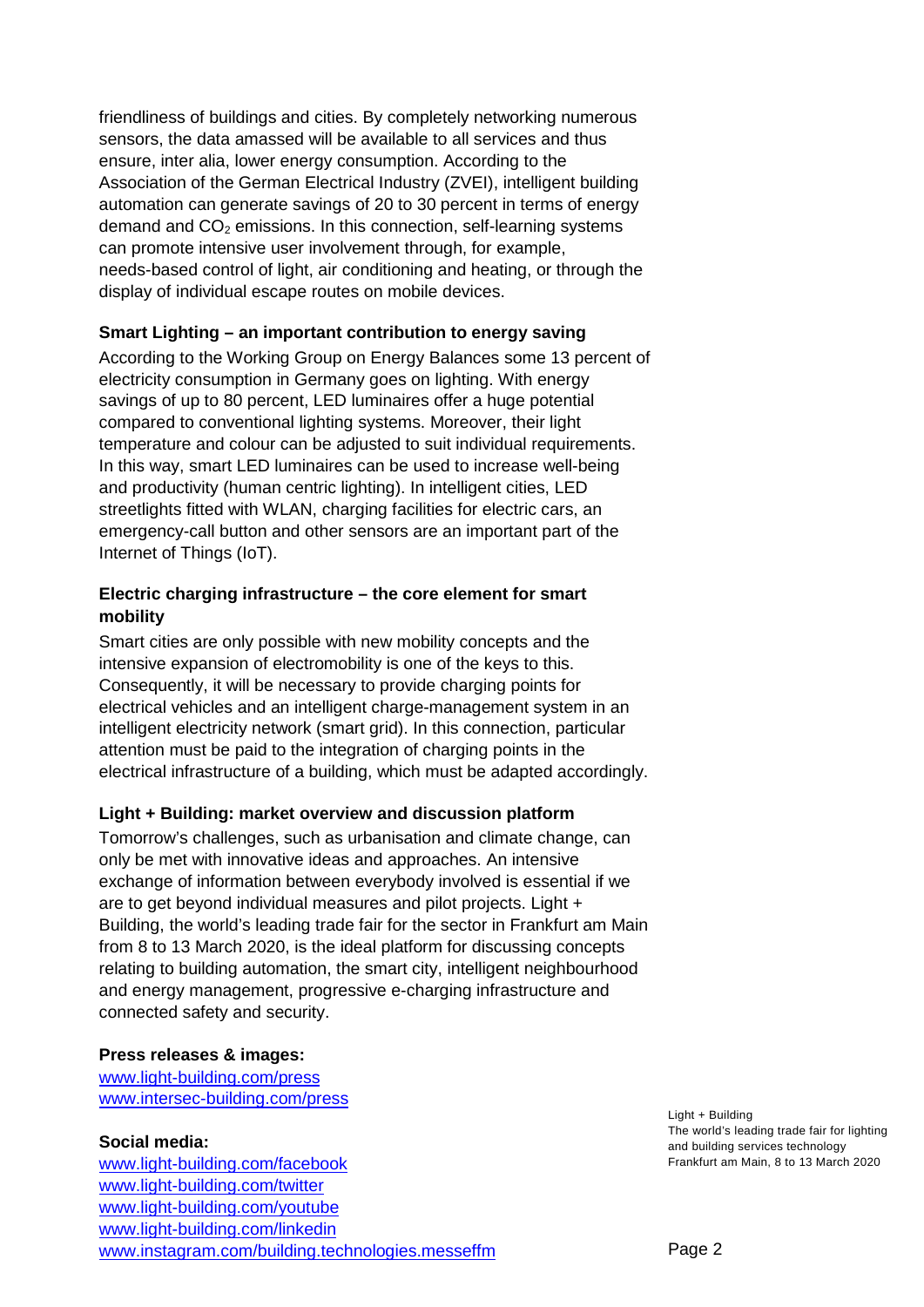friendliness of buildings and cities. By completely networking numerous sensors, the data amassed will be available to all services and thus ensure, inter alia, lower energy consumption. According to the Association of the German Electrical Industry (ZVEI), intelligent building automation can generate savings of 20 to 30 percent in terms of energy demand and $CO_2$ emissions. In this connection, self-learning systems can promote intensive user involvement through, for example, needs-based control of light, air conditioning and heating, or through the display of individual escape routes on mobile devices.

**Smart Lighting – an important contribution to energy saving**

According to the Working Group on Energy Balances some 13 percent of electricity consumption in Germany goes on lighting. With energy savings of up to 80 percent, LED luminaires offer a huge potential compared to conventional lighting systems. Moreover, their light temperature and colour can be adjusted to suit individual requirements. In this way, smart LED luminaires can be used to increase well-being and productivity (human centric lighting). In intelligent cities, LED streetlights fitted with WLAN, charging facilities for electric cars, an emergency-call button and other sensors are an important part of the Internet of Things (IoT).

**Electric charging infrastructure – the core element for smart mobility**

Smart cities are only possible with new mobility concepts and the intensive expansion of electromobility is one of the keys to this. Consequently, it will be necessary to provide charging points for electrical vehicles and an intelligent charge-management system in an intelligent electricity network (smart grid). In this connection, particular attention must be paid to the integration of charging points in the electrical infrastructure of a building, which must be adapted accordingly.

**Light + Building: market overview and discussion platform**

Tomorrow's challenges, such as urbanisation and climate change, can only be met with innovative ideas and approaches. An intensive exchange of information between everybody involved is essential if we are to get beyond individual measures and pilot projects. Light + Building, the world's leading trade fair for the sector in Frankfurt am Main from 8 to 13 March 2020, is the ideal platform for discussing concepts relating to building automation, the smart city, intelligent neighbourhood and energy management, progressive e-charging infrastructure and connected safety and security.

**Press releases & images:**

www.light-building.com/press
www.intersec-building.com/press

**Social media:**

www.light-building.com/facebook
www.light-building.com/twitter
www.light-building.com/youtube
www.light-building.com/linkedin
www.instagram.com/building.technologies.messeffm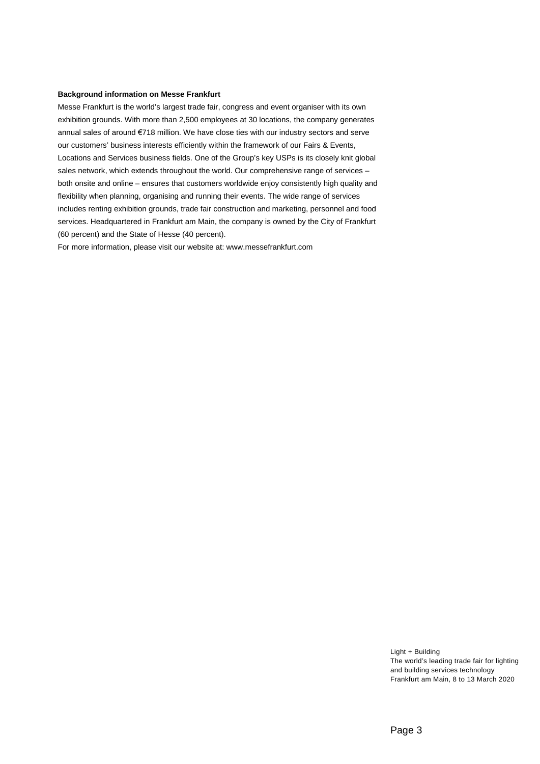**Background information on Messe Frankfurt**

Messe Frankfurt is the world's largest trade fair, congress and event organiser with its own exhibition grounds. With more than 2,500 employees at 30 locations, the company generates annual sales of around €718 million. We have close ties with our industry sectors and serve our customers' business interests efficiently within the framework of our Fairs & Events, Locations and Services business fields. One of the Group's key USPs is its closely knit global sales network, which extends throughout the world. Our comprehensive range of services – both onsite and online – ensures that customers worldwide enjoy consistently high quality and flexibility when planning, organising and running their events. The wide range of services includes renting exhibition grounds, trade fair construction and marketing, personnel and food services. Headquartered in Frankfurt am Main, the company is owned by the City of Frankfurt (60 percent) and the State of Hesse (40 percent).

For more information, please visit our website at: www.messefrankfurt.com